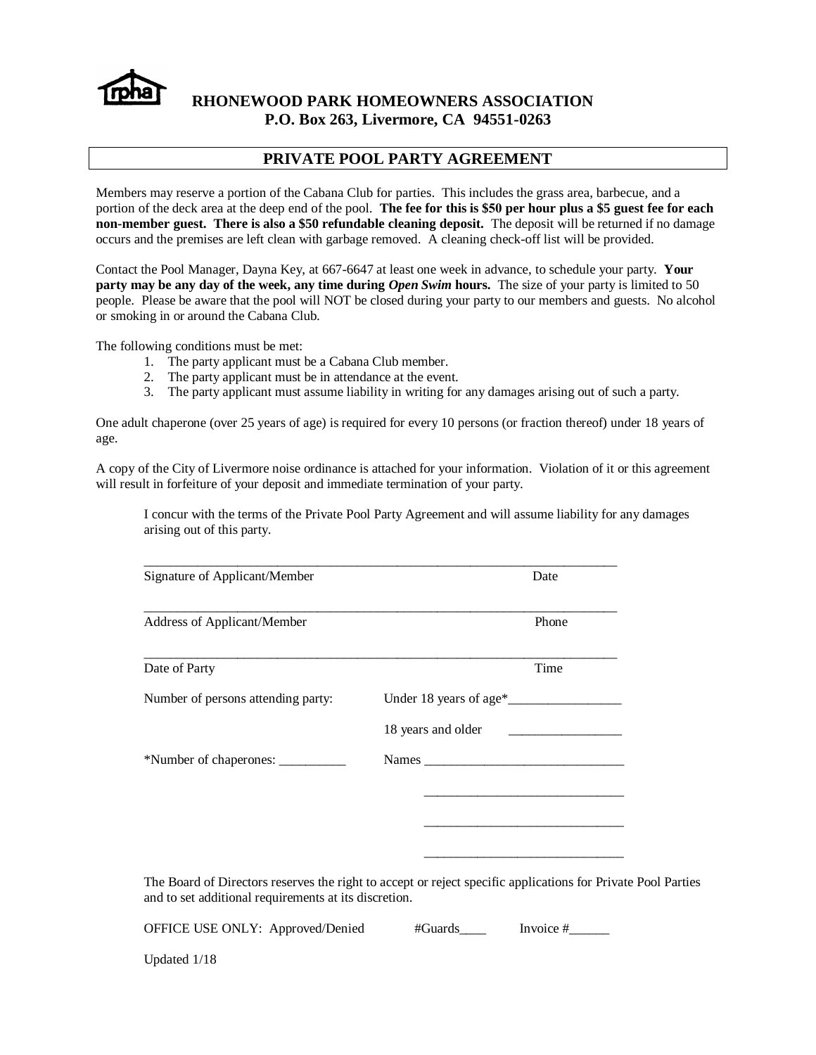# RHONEWOOD PARK HOMEOWNERS ASSOCIATION
**P.O. Box 263, Livermore, CA 94551-0263**

## PRIVATE POOL PARTY AGREEMENT

Members may reserve a portion of the Cabana Club for parties. This includes the grass area, barbecue, and a portion of the deck area at the deep end of the pool. **The fee for this is $50 per hour plus a $5 guest fee for each non-member guest. There is also a $50 refundable cleaning deposit.** The deposit will be returned if no damage occurs and the premises are left clean with garbage removed. A cleaning check-off list will be provided.

Contact the Pool Manager, Dayna Key, at 667-6647 at least one week in advance, to schedule your party. **Your party may be any day of the week, any time during *Open Swim* hours.** The size of your party is limited to 50 people. Please be aware that the pool will NOT be closed during your party to our members and guests. No alcohol or smoking in or around the Cabana Club.

The following conditions must be met:

1. The party applicant must be a Cabana Club member.
2. The party applicant must be in attendance at the event.
3. The party applicant must assume liability in writing for any damages arising out of such a party.

One adult chaperone (over 25 years of age) is required for every 10 persons (or fraction thereof) under 18 years of age.

A copy of the City of Livermore noise ordinance is attached for your information. Violation of it or this agreement will result in forfeiture of your deposit and immediate termination of your party.

I concur with the terms of the Private Pool Party Agreement and will assume liability for any damages arising out of this party.

___________________________________________________________________________

Signature of Applicant/Member Date

___________________________________________________________________________

Address of Applicant/Member Phone

___________________________________________________________________________

Date of Party Time

Number of persons attending party: Under 18 years of age*_________________

18 years and older _________________

*Number of chaperones: __________ Names ______________________________

______________________________

______________________________

______________________________

The Board of Directors reserves the right to accept or reject specific applications for Private Pool Parties and to set additional requirements at its discretion.

OFFICE USE ONLY: Approved/Denied #Guards____ Invoice #______

Updated 1/18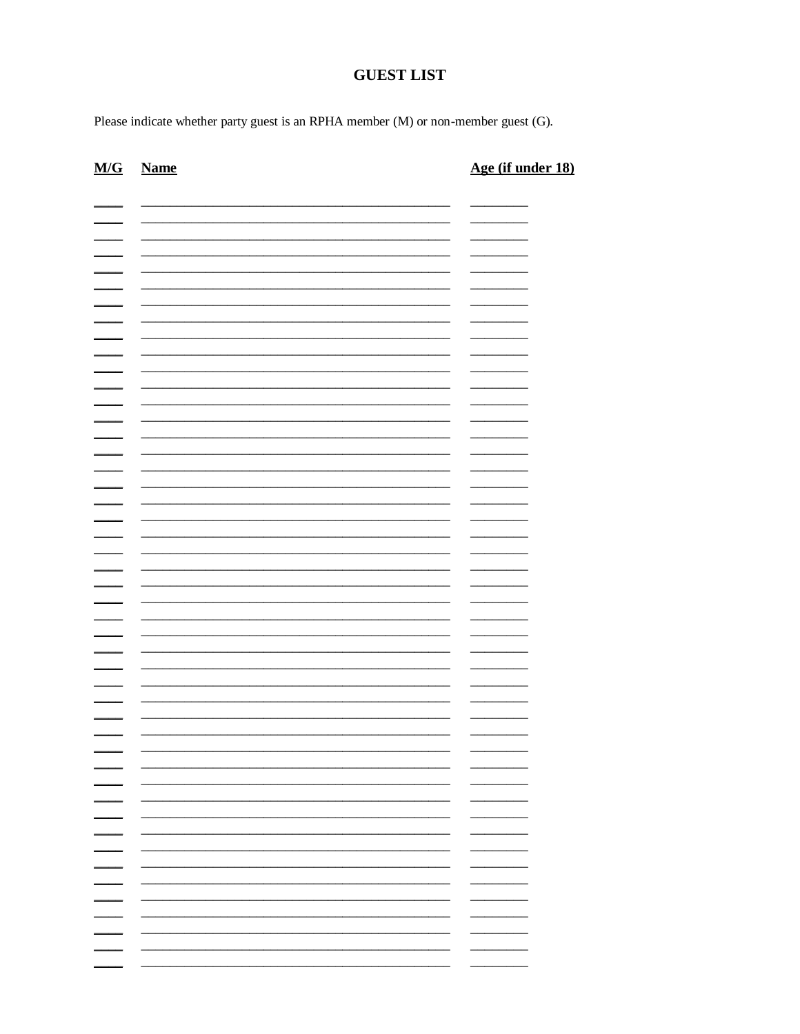# GUEST LIST

Please indicate whether party guest is an RPHA member (M) or non-member guest (G).

| M/G | Name | Age (if under 18) |
|---|---|---|
| | | |
| | | |
| | | |
| | | |
| | | |
| | | |
| | | |
| | | |
| | | |
| | | |
| | | |
| | | |
| | | |
| | | |
| | | |
| | | |
| | | |
| | | |
| | | |
| | | |
| | | |
| | | |
| | | |
| | | |
| | | |
| | | |
| | | |
| | | |
| | | |
| | | |
| | | |
| | | |
| | | |
| | | |
| | | |
| | | |
| | | |
| | | |
| | | |
| | | |
| | | |
| | | |
| | | |
| | | |
| | | |
| | | |
| | | |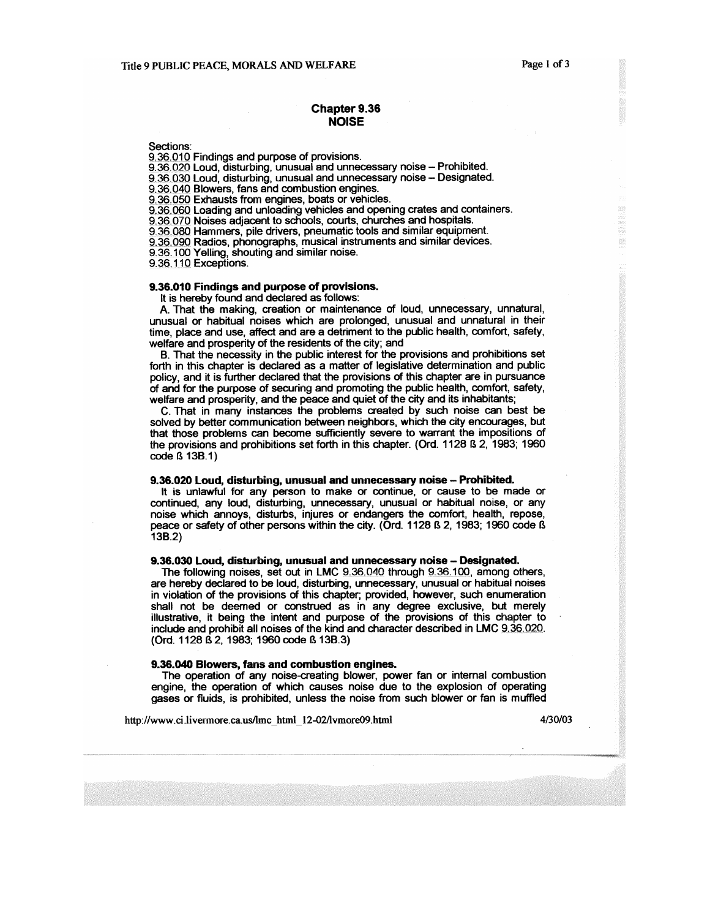## Chapter 9.36
## NOISE

Sections:
9.36.010 Findings and purpose of provisions.
9.36.020 Loud, disturbing, unusual and unnecessary noise – Prohibited.
9.36.030 Loud, disturbing, unusual and unnecessary noise – Designated.
9.36.040 Blowers, fans and combustion engines.
9.36.050 Exhausts from engines, boats or vehicles.
9.36.060 Loading and unloading vehicles and opening crates and containers.
9.36.070 Noises adjacent to schools, courts, churches and hospitals.
9.36.080 Hammers, pile drivers, pneumatic tools and similar equipment.
9.36.090 Radios, phonographs, musical instruments and similar devices.
9.36.100 Yelling, shouting and similar noise.
9.36.110 Exceptions.

### 9.36.010 Findings and purpose of provisions.

It is hereby found and declared as follows:

A. That the making, creation or maintenance of loud, unnecessary, unnatural, unusual or habitual noises which are prolonged, unusual and unnatural in their time, place and use, affect and are a detriment to the public health, comfort, safety, welfare and prosperity of the residents of the city; and

B. That the necessity in the public interest for the provisions and prohibitions set forth in this chapter is declared as a matter of legislative determination and public policy, and it is further declared that the provisions of this chapter are in pursuance of and for the purpose of securing and promoting the public health, comfort, safety, welfare and prosperity, and the peace and quiet of the city and its inhabitants;

C. That in many instances the problems created by such noise can best be solved by better communication between neighbors, which the city encourages, but that those problems can become sufficiently severe to warrant the impositions of the provisions and prohibitions set forth in this chapter. (Ord. 1128 ß 2, 1983; 1960 code ß 13B.1)

### 9.36.020 Loud, disturbing, unusual and unnecessary noise – Prohibited.

It is unlawful for any person to make or continue, or cause to be made or continued, any loud, disturbing, unnecessary, unusual or habitual noise, or any noise which annoys, disturbs, injures or endangers the comfort, health, repose, peace or safety of other persons within the city. (Ord. 1128 ß 2, 1983; 1960 code ß 13B.2)

### 9.36.030 Loud, disturbing, unusual and unnecessary noise – Designated.

The following noises, set out in LMC 9.36.040 through 9.36.100, among others, are hereby declared to be loud, disturbing, unnecessary, unusual or habitual noises in violation of the provisions of this chapter; provided, however, such enumeration shall not be deemed or construed as in any degree exclusive, but merely illustrative, it being the intent and purpose of the provisions of this chapter to include and prohibit all noises of the kind and character described in LMC 9.36.020. (Ord. 1128 ß 2, 1983; 1960 code ß 13B.3)

### 9.36.040 Blowers, fans and combustion engines.

The operation of any noise-creating blower, power fan or internal combustion engine, the operation of which causes noise due to the explosion of operating gases or fluids, is prohibited, unless the noise from such blower or fan is muffled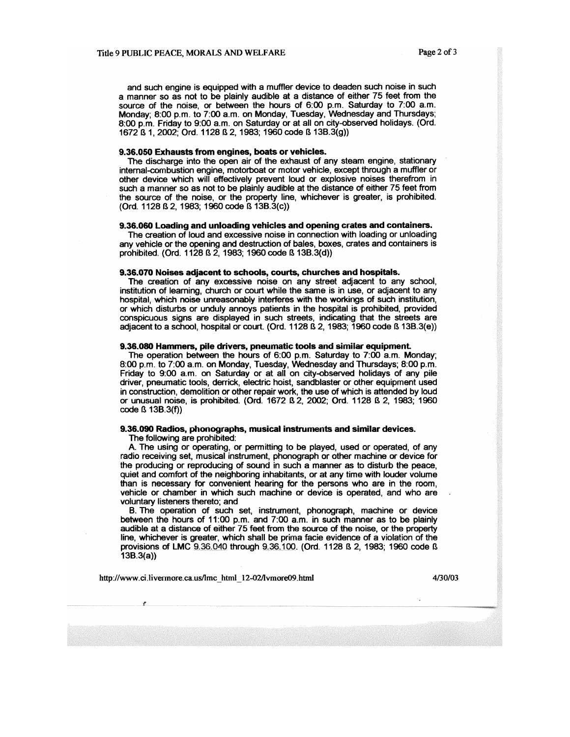and such engine is equipped with a muffler device to deaden such noise in such a manner so as not to be plainly audible at a distance of either 75 feet from the source of the noise, or between the hours of 6:00 p.m. Saturday to 7:00 a.m. Monday; 8:00 p.m. to 7:00 a.m. on Monday, Tuesday, Wednesday and Thursdays; 8:00 p.m. Friday to 9:00 a.m. on Saturday or at all on city-observed holidays. (Ord. 1672 ß 1, 2002; Ord. 1128 ß 2, 1983; 1960 code ß 13B.3(g))

**9.36.050 Exhausts from engines, boats or vehicles.**

The discharge into the open air of the exhaust of any steam engine, stationary internal-combustion engine, motorboat or motor vehicle, except through a muffler or other device which will effectively prevent loud or explosive noises therefrom in such a manner so as not to be plainly audible at the distance of either 75 feet from the source of the noise, or the property line, whichever is greater, is prohibited. (Ord. 1128 ß 2, 1983; 1960 code ß 13B.3(c))

**9.36.060 Loading and unloading vehicles and opening crates and containers.**

The creation of loud and excessive noise in connection with loading or unloading any vehicle or the opening and destruction of bales, boxes, crates and containers is prohibited. (Ord. 1128 ß 2, 1983; 1960 code ß 13B.3(d))

**9.36.070 Noises adjacent to schools, courts, churches and hospitals.**

The creation of any excessive noise on any street adjacent to any school, institution of learning, church or court while the same is in use, or adjacent to any hospital, which noise unreasonably interferes with the workings of such institution, or which disturbs or unduly annoys patients in the hospital is prohibited, provided conspicuous signs are displayed in such streets, indicating that the streets are adjacent to a school, hospital or court. (Ord. 1128 ß 2, 1983; 1960 code ß 13B.3(e))

**9.36.080 Hammers, pile drivers, pneumatic tools and similar equipment.**

The operation between the hours of 6:00 p.m. Saturday to 7:00 a.m. Monday; 8:00 p.m. to 7:00 a.m. on Monday, Tuesday, Wednesday and Thursdays; 8:00 p.m. Friday to 9:00 a.m. on Saturday or at all on city-observed holidays of any pile driver, pneumatic tools, derrick, electric hoist, sandblaster or other equipment used in construction, demolition or other repair work, the use of which is attended by loud or unusual noise, is prohibited. (Ord. 1672 ß 2, 2002; Ord. 1128 ß 2, 1983; 1960 code ß 13B.3(f))

**9.36.090 Radios, phonographs, musical instruments and similar devices.**

The following are prohibited:

A. The using or operating, or permitting to be played, used or operated, of any radio receiving set, musical instrument, phonograph or other machine or device for the producing or reproducing of sound in such a manner as to disturb the peace, quiet and comfort of the neighboring inhabitants, or at any time with louder volume than is necessary for convenient hearing for the persons who are in the room, vehicle or chamber in which such machine or device is operated, and who are voluntary listeners thereto; and

B. The operation of such set, instrument, phonograph, machine or device between the hours of 11:00 p.m. and 7:00 a.m. in such manner as to be plainly audible at a distance of either 75 feet from the source of the noise, or the property line, whichever is greater, which shall be prima facie evidence of a violation of the provisions of LMC 9.36.040 through 9.36.100. (Ord. 1128 ß 2, 1983; 1960 code ß 13B.3(a))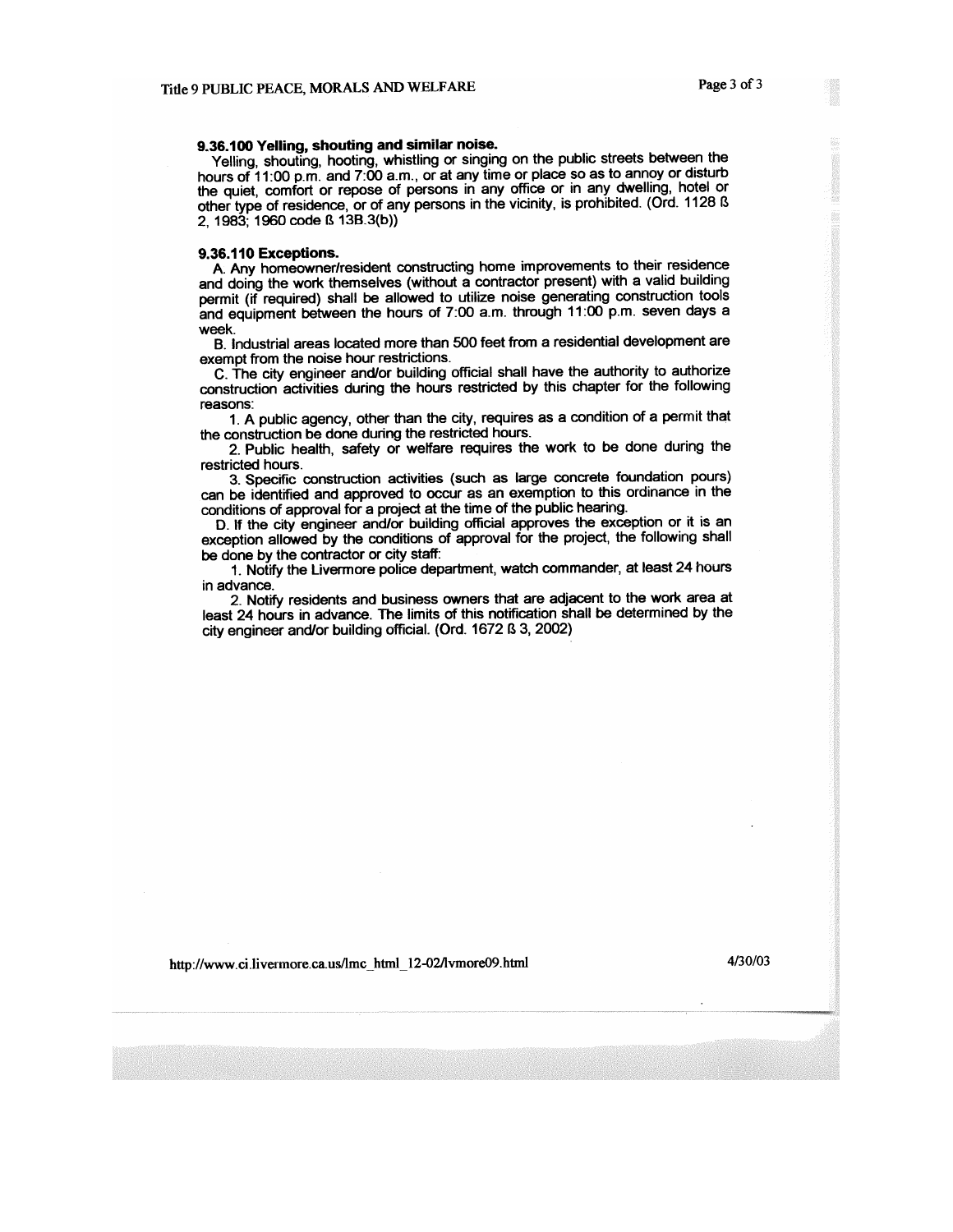### 9.36.100 Yelling, shouting and similar noise.

Yelling, shouting, hooting, whistling or singing on the public streets between the hours of 11:00 p.m. and 7:00 a.m., or at any time or place so as to annoy or disturb the quiet, comfort or repose of persons in any office or in any dwelling, hotel or other type of residence, or of any persons in the vicinity, is prohibited. (Ord. 1128 ß 2, 1983; 1960 code ß 13B.3(b))

### 9.36.110 Exceptions.

A. Any homeowner/resident constructing home improvements to their residence and doing the work themselves (without a contractor present) with a valid building permit (if required) shall be allowed to utilize noise generating construction tools and equipment between the hours of 7:00 a.m. through 11:00 p.m. seven days a week.

B. Industrial areas located more than 500 feet from a residential development are exempt from the noise hour restrictions.

C. The city engineer and/or building official shall have the authority to authorize construction activities during the hours restricted by this chapter for the following reasons:

1. A public agency, other than the city, requires as a condition of a permit that the construction be done during the restricted hours.

2. Public health, safety or welfare requires the work to be done during the restricted hours.

3. Specific construction activities (such as large concrete foundation pours) can be identified and approved to occur as an exemption to this ordinance in the conditions of approval for a project at the time of the public hearing.

D. If the city engineer and/or building official approves the exception or it is an exception allowed by the conditions of approval for the project, the following shall be done by the contractor or city staff:

1. Notify the Livermore police department, watch commander, at least 24 hours in advance.

2. Notify residents and business owners that are adjacent to the work area at least 24 hours in advance. The limits of this notification shall be determined by the city engineer and/or building official. (Ord. 1672 ß 3, 2002)